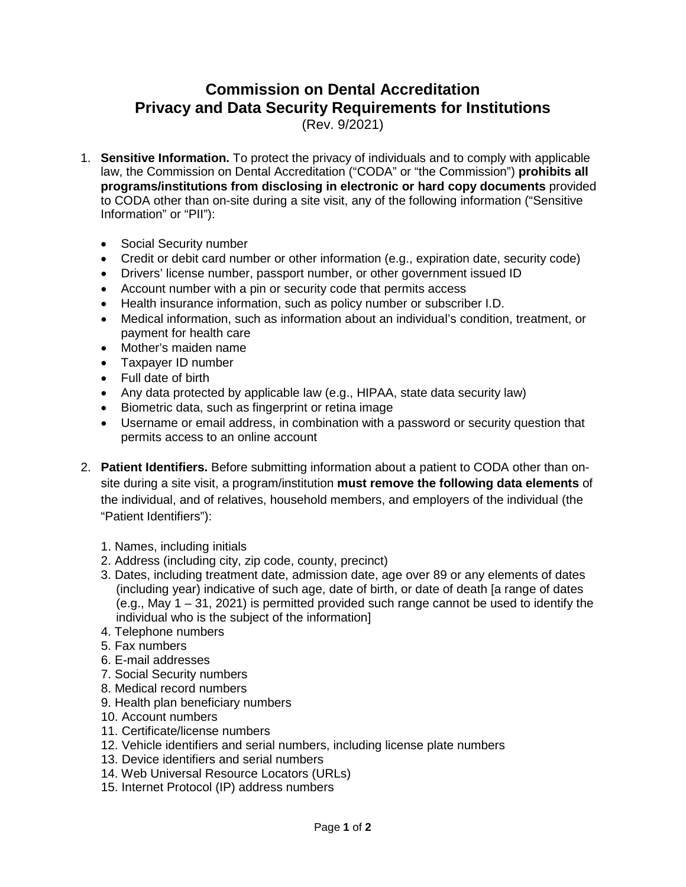# Commission on Dental Accreditation
# Privacy and Data Security Requirements for Institutions

(Rev. 9/2021)

1. **Sensitive Information.** To protect the privacy of individuals and to comply with applicable law, the Commission on Dental Accreditation ("CODA" or "the Commission") **prohibits all programs/institutions from disclosing in electronic or hard copy documents** provided to CODA other than on-site during a site visit, any of the following information ("Sensitive Information" or "PII"):

   - Social Security number
   - Credit or debit card number or other information (e.g., expiration date, security code)
   - Drivers' license number, passport number, or other government issued ID
   - Account number with a pin or security code that permits access
   - Health insurance information, such as policy number or subscriber I.D.
   - Medical information, such as information about an individual's condition, treatment, or payment for health care
   - Mother's maiden name
   - Taxpayer ID number
   - Full date of birth
   - Any data protected by applicable law (e.g., HIPAA, state data security law)
   - Biometric data, such as fingerprint or retina image
   - Username or email address, in combination with a password or security question that permits access to an online account

2. **Patient Identifiers.** Before submitting information about a patient to CODA other than on-site during a site visit, a program/institution **must remove the following data elements** of the individual, and of relatives, household members, and employers of the individual (the "Patient Identifiers"):

   1. Names, including initials
   2. Address (including city, zip code, county, precinct)
   3. Dates, including treatment date, admission date, age over 89 or any elements of dates (including year) indicative of such age, date of birth, or date of death [a range of dates (e.g., May 1 – 31, 2021) is permitted provided such range cannot be used to identify the individual who is the subject of the information]
   4. Telephone numbers
   5. Fax numbers
   6. E-mail addresses
   7. Social Security numbers
   8. Medical record numbers
   9. Health plan beneficiary numbers
   10. Account numbers
   11. Certificate/license numbers
   12. Vehicle identifiers and serial numbers, including license plate numbers
   13. Device identifiers and serial numbers
   14. Web Universal Resource Locators (URLs)
   15. Internet Protocol (IP) address numbers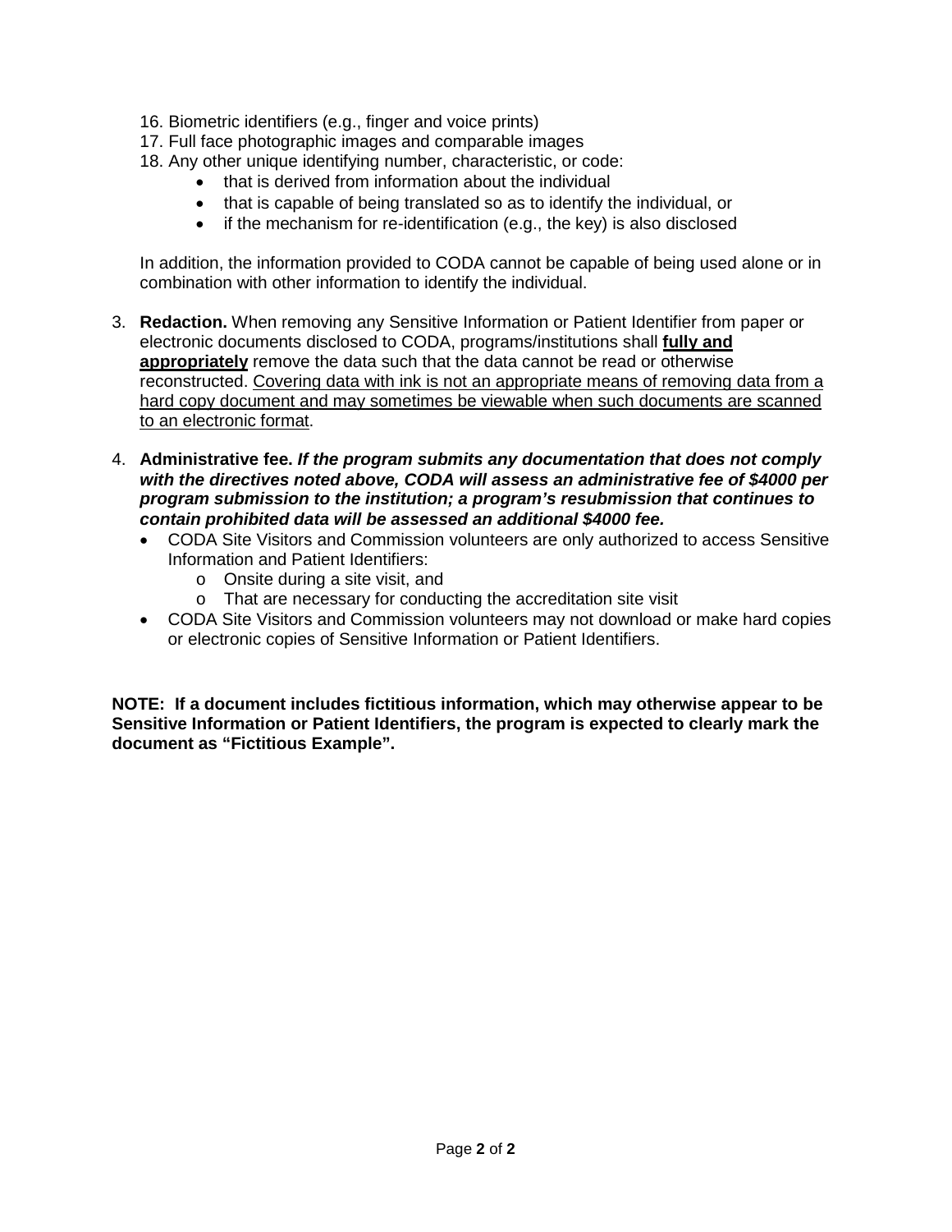16. Biometric identifiers (e.g., finger and voice prints)
17. Full face photographic images and comparable images
18. Any other unique identifying number, characteristic, or code:
    - that is derived from information about the individual
    - that is capable of being translated so as to identify the individual, or
    - if the mechanism for re-identification (e.g., the key) is also disclosed

In addition, the information provided to CODA cannot be capable of being used alone or in combination with other information to identify the individual.

3. **Redaction.** When removing any Sensitive Information or Patient Identifier from paper or electronic documents disclosed to CODA, programs/institutions shall <u>**fully and appropriately**</u> remove the data such that the data cannot be read or otherwise reconstructed. <u>Covering data with ink is not an appropriate means of removing data from a hard copy document and may sometimes be viewable when such documents are scanned to an electronic format</u>.

4. **Administrative fee.** ***If the program submits any documentation that does not comply with the directives noted above, CODA will assess an administrative fee of $4000 per program submission to the institution; a program's resubmission that continues to contain prohibited data will be assessed an additional $4000 fee.***
   - CODA Site Visitors and Commission volunteers are only authorized to access Sensitive Information and Patient Identifiers:
     - Onsite during a site visit, and
     - That are necessary for conducting the accreditation site visit
   - CODA Site Visitors and Commission volunteers may not download or make hard copies or electronic copies of Sensitive Information or Patient Identifiers.

**NOTE: If a document includes fictitious information, which may otherwise appear to be Sensitive Information or Patient Identifiers, the program is expected to clearly mark the document as "Fictitious Example".**